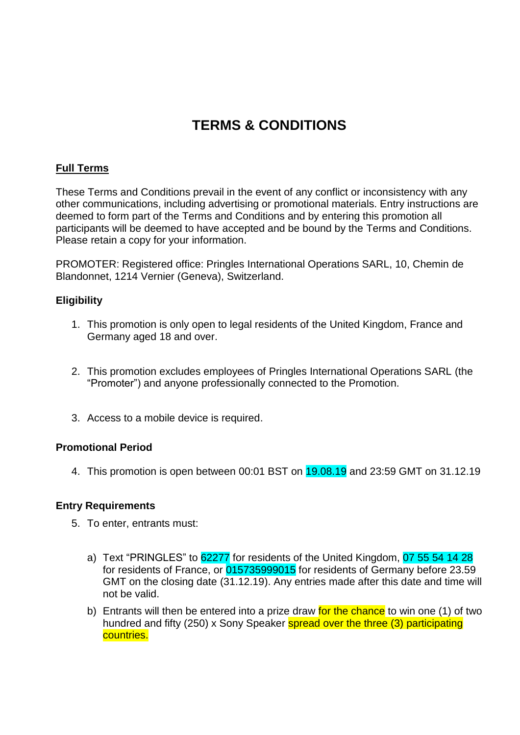# TERMS & CONDITIONS

**Full Terms**

These Terms and Conditions prevail in the event of any conflict or inconsistency with any other communications, including advertising or promotional materials. Entry instructions are deemed to form part of the Terms and Conditions and by entering this promotion all participants will be deemed to have accepted and be bound by the Terms and Conditions. Please retain a copy for your information.

PROMOTER: Registered office: Pringles International Operations SARL, 10, Chemin de Blandonnet, 1214 Vernier (Geneva), Switzerland.

### Eligibility

1. This promotion is only open to legal residents of the United Kingdom, France and Germany aged 18 and over.

2. This promotion excludes employees of Pringles International Operations SARL (the "Promoter") and anyone professionally connected to the Promotion.

3. Access to a mobile device is required.

### Promotional Period

4. This promotion is open between 00:01 BST on 19.08.19 and 23:59 GMT on 31.12.19

### Entry Requirements

5. To enter, entrants must:

   a) Text "PRINGLES" to 62277 for residents of the United Kingdom, 07 55 54 14 28 for residents of France, or 015735999015 for residents of Germany before 23.59 GMT on the closing date (31.12.19). Any entries made after this date and time will not be valid.

   b) Entrants will then be entered into a prize draw for the chance to win one (1) of two hundred and fifty (250) x Sony Speaker spread over the three (3) participating countries.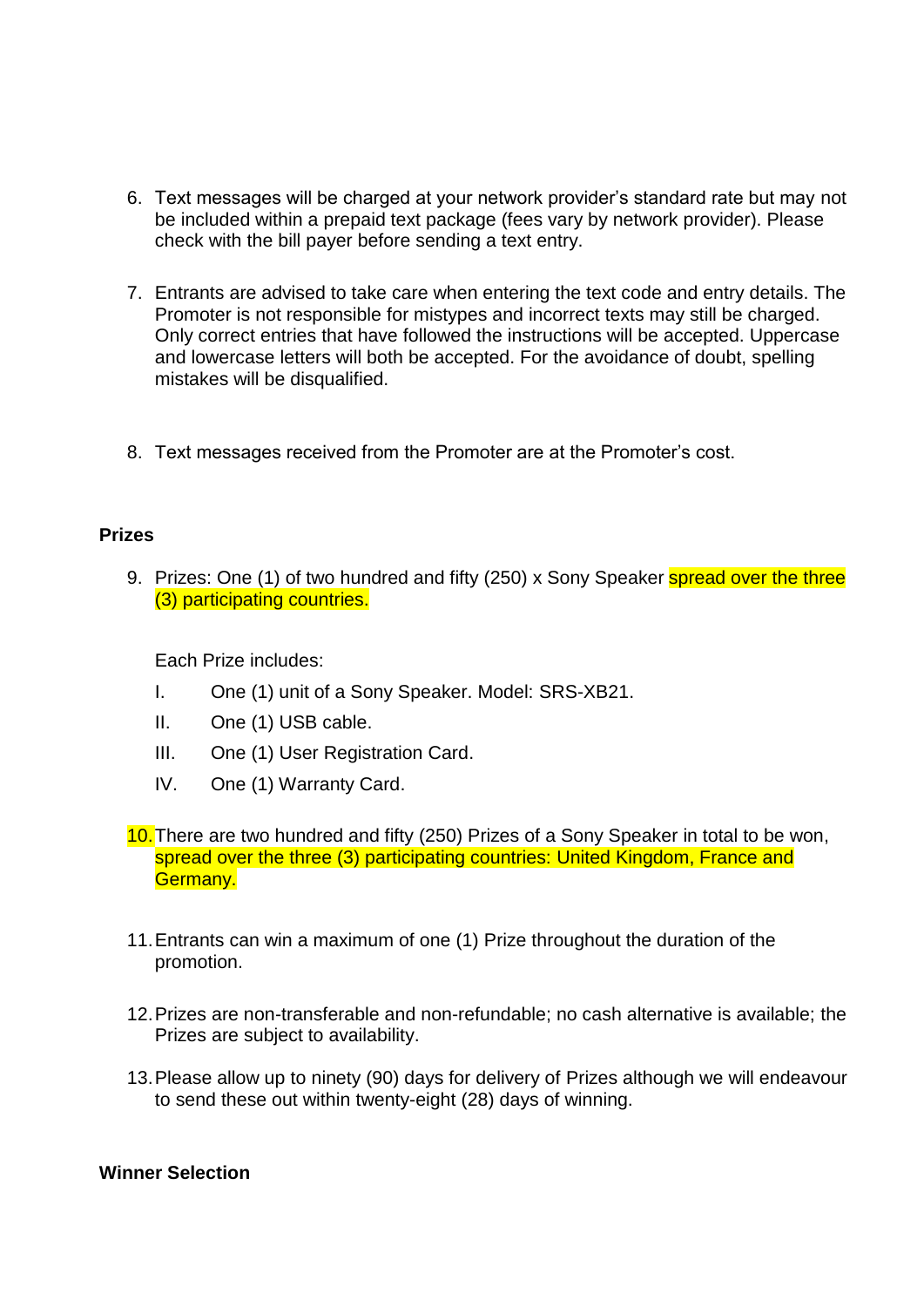6. Text messages will be charged at your network provider's standard rate but may not be included within a prepaid text package (fees vary by network provider). Please check with the bill payer before sending a text entry.

7. Entrants are advised to take care when entering the text code and entry details. The Promoter is not responsible for mistypes and incorrect texts may still be charged. Only correct entries that have followed the instructions will be accepted. Uppercase and lowercase letters will both be accepted. For the avoidance of doubt, spelling mistakes will be disqualified.

8. Text messages received from the Promoter are at the Promoter's cost.

**Prizes**

9. Prizes: One (1) of two hundred and fifty (250) x Sony Speaker spread over the three (3) participating countries.

   Each Prize includes:

   I. One (1) unit of a Sony Speaker. Model: SRS-XB21.

   II. One (1) USB cable.

   III. One (1) User Registration Card.

   IV. One (1) Warranty Card.

10. There are two hundred and fifty (250) Prizes of a Sony Speaker in total to be won, spread over the three (3) participating countries: United Kingdom, France and Germany.

11. Entrants can win a maximum of one (1) Prize throughout the duration of the promotion.

12. Prizes are non-transferable and non-refundable; no cash alternative is available; the Prizes are subject to availability.

13. Please allow up to ninety (90) days for delivery of Prizes although we will endeavour to send these out within twenty-eight (28) days of winning.

**Winner Selection**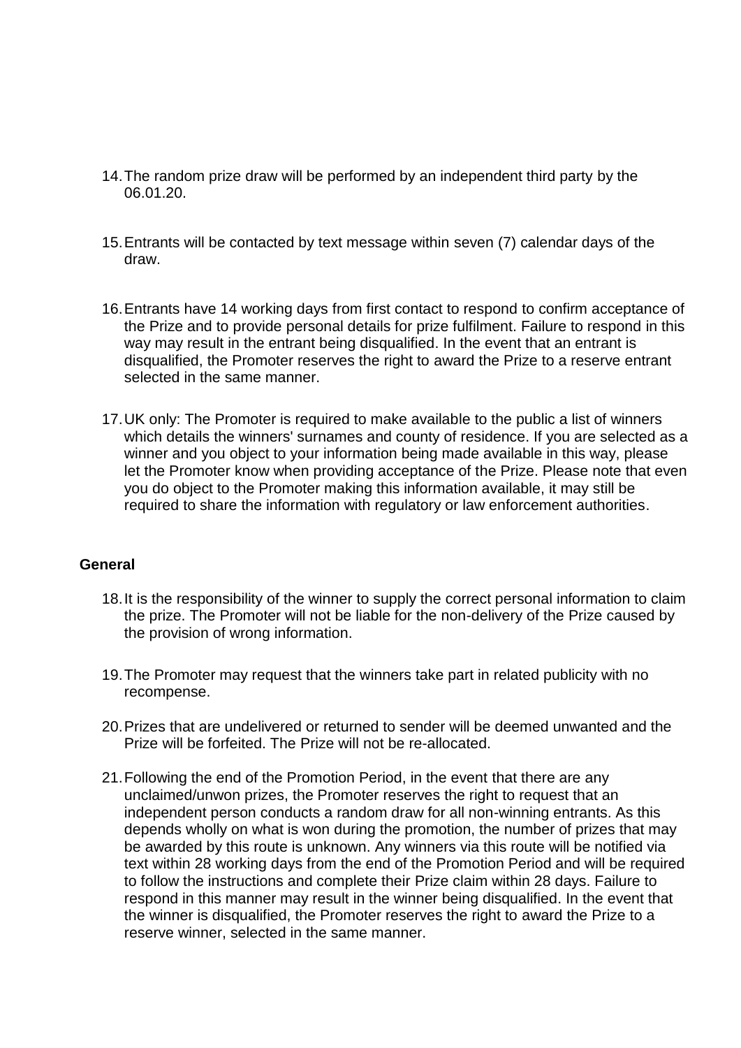14. The random prize draw will be performed by an independent third party by the 06.01.20.

15. Entrants will be contacted by text message within seven (7) calendar days of the draw.

16. Entrants have 14 working days from first contact to respond to confirm acceptance of the Prize and to provide personal details for prize fulfilment. Failure to respond in this way may result in the entrant being disqualified. In the event that an entrant is disqualified, the Promoter reserves the right to award the Prize to a reserve entrant selected in the same manner.

17. UK only: The Promoter is required to make available to the public a list of winners which details the winners' surnames and county of residence. If you are selected as a winner and you object to your information being made available in this way, please let the Promoter know when providing acceptance of the Prize. Please note that even you do object to the Promoter making this information available, it may still be required to share the information with regulatory or law enforcement authorities.

**General**

18. It is the responsibility of the winner to supply the correct personal information to claim the prize. The Promoter will not be liable for the non-delivery of the Prize caused by the provision of wrong information.

19. The Promoter may request that the winners take part in related publicity with no recompense.

20. Prizes that are undelivered or returned to sender will be deemed unwanted and the Prize will be forfeited. The Prize will not be re-allocated.

21. Following the end of the Promotion Period, in the event that there are any unclaimed/unwon prizes, the Promoter reserves the right to request that an independent person conducts a random draw for all non-winning entrants. As this depends wholly on what is won during the promotion, the number of prizes that may be awarded by this route is unknown. Any winners via this route will be notified via text within 28 working days from the end of the Promotion Period and will be required to follow the instructions and complete their Prize claim within 28 days. Failure to respond in this manner may result in the winner being disqualified. In the event that the winner is disqualified, the Promoter reserves the right to award the Prize to a reserve winner, selected in the same manner.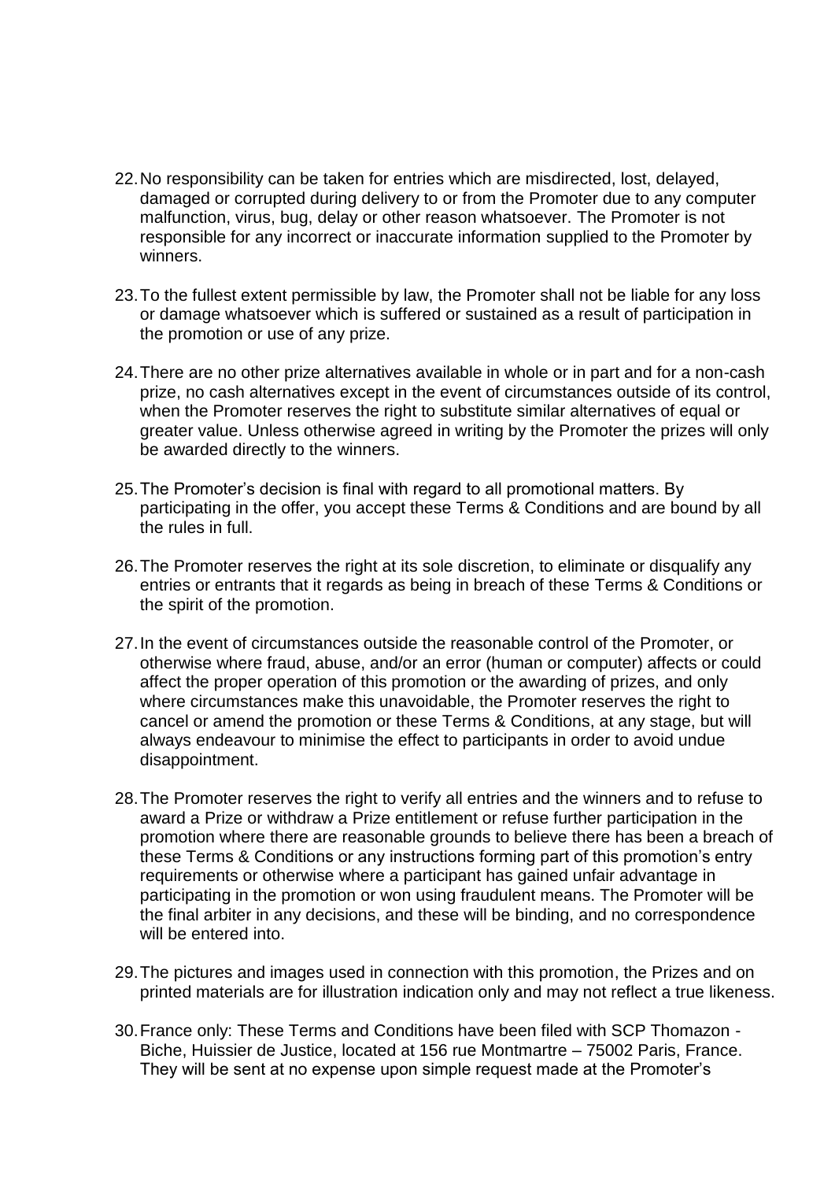22. No responsibility can be taken for entries which are misdirected, lost, delayed, damaged or corrupted during delivery to or from the Promoter due to any computer malfunction, virus, bug, delay or other reason whatsoever. The Promoter is not responsible for any incorrect or inaccurate information supplied to the Promoter by winners.

23. To the fullest extent permissible by law, the Promoter shall not be liable for any loss or damage whatsoever which is suffered or sustained as a result of participation in the promotion or use of any prize.

24. There are no other prize alternatives available in whole or in part and for a non-cash prize, no cash alternatives except in the event of circumstances outside of its control, when the Promoter reserves the right to substitute similar alternatives of equal or greater value. Unless otherwise agreed in writing by the Promoter the prizes will only be awarded directly to the winners.

25. The Promoter's decision is final with regard to all promotional matters. By participating in the offer, you accept these Terms & Conditions and are bound by all the rules in full.

26. The Promoter reserves the right at its sole discretion, to eliminate or disqualify any entries or entrants that it regards as being in breach of these Terms & Conditions or the spirit of the promotion.

27. In the event of circumstances outside the reasonable control of the Promoter, or otherwise where fraud, abuse, and/or an error (human or computer) affects or could affect the proper operation of this promotion or the awarding of prizes, and only where circumstances make this unavoidable, the Promoter reserves the right to cancel or amend the promotion or these Terms & Conditions, at any stage, but will always endeavour to minimise the effect to participants in order to avoid undue disappointment.

28. The Promoter reserves the right to verify all entries and the winners and to refuse to award a Prize or withdraw a Prize entitlement or refuse further participation in the promotion where there are reasonable grounds to believe there has been a breach of these Terms & Conditions or any instructions forming part of this promotion's entry requirements or otherwise where a participant has gained unfair advantage in participating in the promotion or won using fraudulent means. The Promoter will be the final arbiter in any decisions, and these will be binding, and no correspondence will be entered into.

29. The pictures and images used in connection with this promotion, the Prizes and on printed materials are for illustration indication only and may not reflect a true likeness.

30. France only: These Terms and Conditions have been filed with SCP Thomazon - Biche, Huissier de Justice, located at 156 rue Montmartre – 75002 Paris, France. They will be sent at no expense upon simple request made at the Promoter's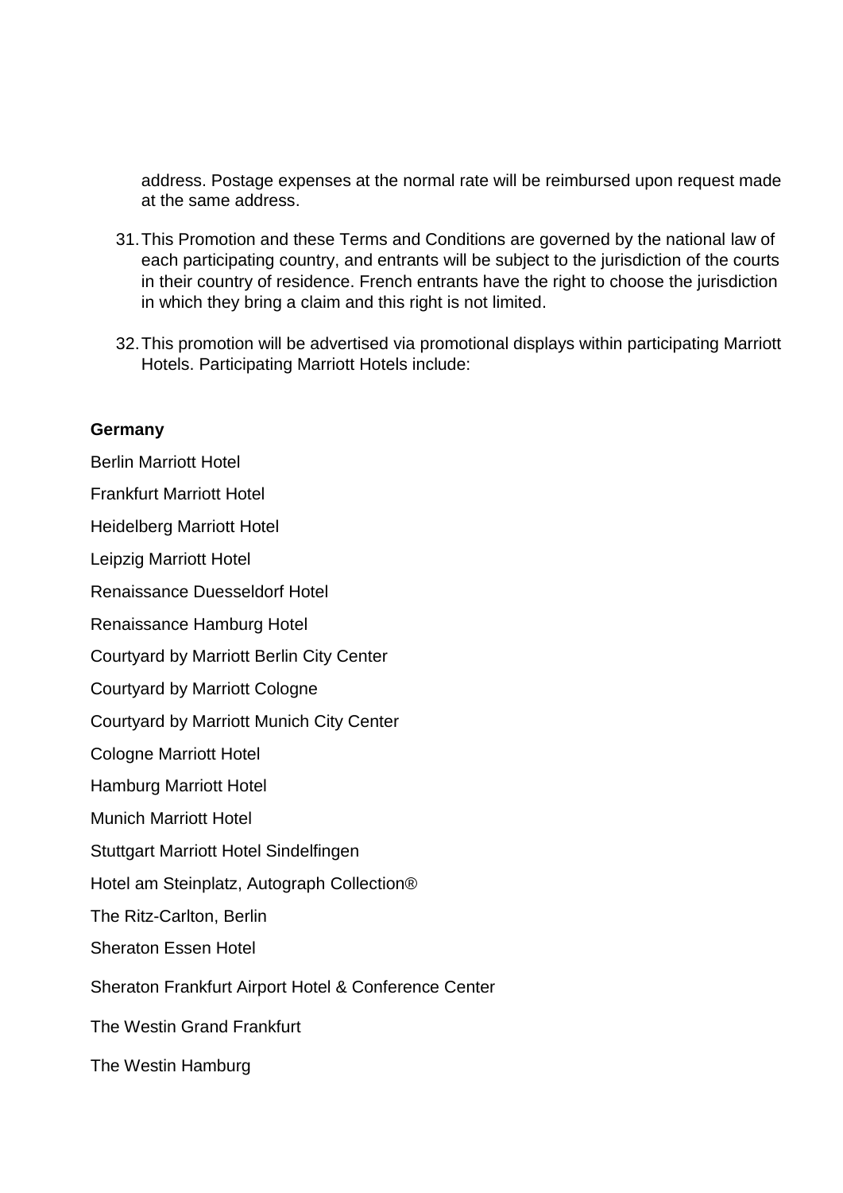address. Postage expenses at the normal rate will be reimbursed upon request made at the same address.

31. This Promotion and these Terms and Conditions are governed by the national law of each participating country, and entrants will be subject to the jurisdiction of the courts in their country of residence. French entrants have the right to choose the jurisdiction in which they bring a claim and this right is not limited.

32. This promotion will be advertised via promotional displays within participating Marriott Hotels. Participating Marriott Hotels include:

**Germany**

Berlin Marriott Hotel

Frankfurt Marriott Hotel

Heidelberg Marriott Hotel

Leipzig Marriott Hotel

Renaissance Duesseldorf Hotel

Renaissance Hamburg Hotel

Courtyard by Marriott Berlin City Center

Courtyard by Marriott Cologne

Courtyard by Marriott Munich City Center

Cologne Marriott Hotel

Hamburg Marriott Hotel

Munich Marriott Hotel

Stuttgart Marriott Hotel Sindelfingen

Hotel am Steinplatz, Autograph Collection®

The Ritz-Carlton, Berlin

Sheraton Essen Hotel

Sheraton Frankfurt Airport Hotel & Conference Center

The Westin Grand Frankfurt

The Westin Hamburg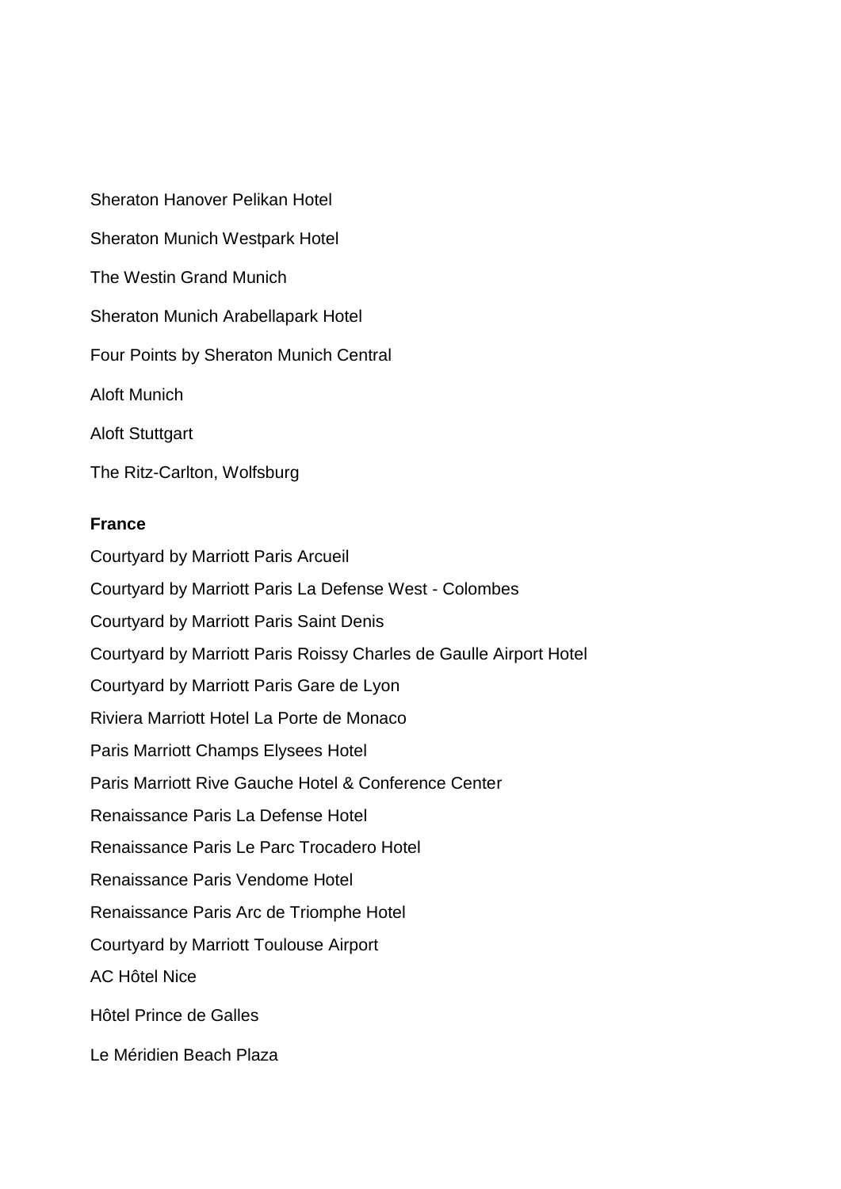Sheraton Hanover Pelikan Hotel

Sheraton Munich Westpark Hotel

The Westin Grand Munich

Sheraton Munich Arabellapark Hotel

Four Points by Sheraton Munich Central

Aloft Munich

Aloft Stuttgart

The Ritz-Carlton, Wolfsburg

**France**

Courtyard by Marriott Paris Arcueil

Courtyard by Marriott Paris La Defense West - Colombes

Courtyard by Marriott Paris Saint Denis

Courtyard by Marriott Paris Roissy Charles de Gaulle Airport Hotel

Courtyard by Marriott Paris Gare de Lyon

Riviera Marriott Hotel La Porte de Monaco

Paris Marriott Champs Elysees Hotel

Paris Marriott Rive Gauche Hotel & Conference Center

Renaissance Paris La Defense Hotel

Renaissance Paris Le Parc Trocadero Hotel

Renaissance Paris Vendome Hotel

Renaissance Paris Arc de Triomphe Hotel

Courtyard by Marriott Toulouse Airport

AC Hôtel Nice

Hôtel Prince de Galles

Le Méridien Beach Plaza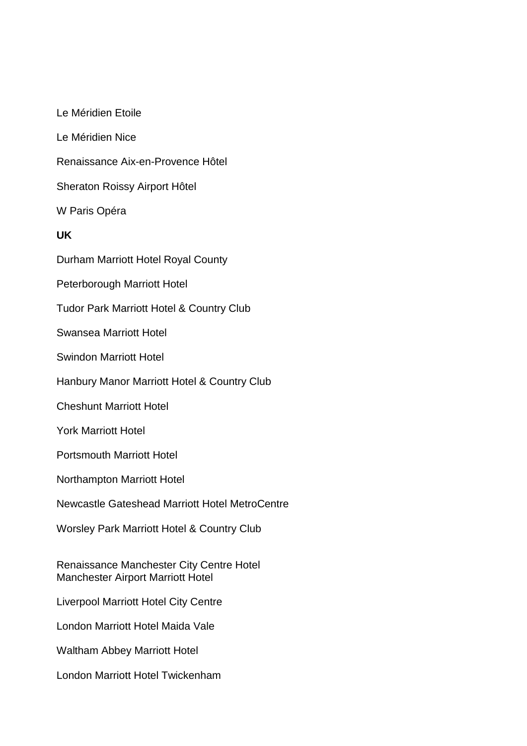Le Méridien Etoile

Le Méridien Nice

Renaissance Aix-en-Provence Hôtel

Sheraton Roissy Airport Hôtel

W Paris Opéra

**UK**

Durham Marriott Hotel Royal County

Peterborough Marriott Hotel

Tudor Park Marriott Hotel & Country Club

Swansea Marriott Hotel

Swindon Marriott Hotel

Hanbury Manor Marriott Hotel & Country Club

Cheshunt Marriott Hotel

York Marriott Hotel

Portsmouth Marriott Hotel

Northampton Marriott Hotel

Newcastle Gateshead Marriott Hotel MetroCentre

Worsley Park Marriott Hotel & Country Club

Renaissance Manchester City Centre Hotel
Manchester Airport Marriott Hotel

Liverpool Marriott Hotel City Centre

London Marriott Hotel Maida Vale

Waltham Abbey Marriott Hotel

London Marriott Hotel Twickenham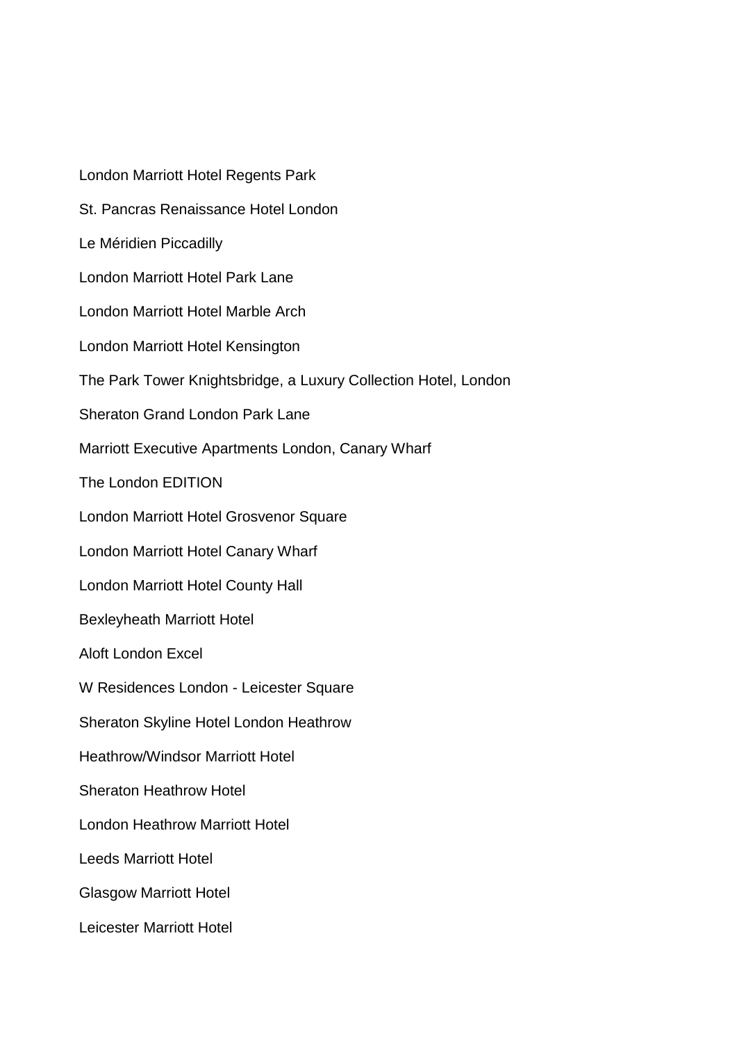London Marriott Hotel Regents Park

St. Pancras Renaissance Hotel London

Le Méridien Piccadilly

London Marriott Hotel Park Lane

London Marriott Hotel Marble Arch

London Marriott Hotel Kensington

The Park Tower Knightsbridge, a Luxury Collection Hotel, London

Sheraton Grand London Park Lane

Marriott Executive Apartments London, Canary Wharf

The London EDITION

London Marriott Hotel Grosvenor Square

London Marriott Hotel Canary Wharf

London Marriott Hotel County Hall

Bexleyheath Marriott Hotel

Aloft London Excel

W Residences London - Leicester Square

Sheraton Skyline Hotel London Heathrow

Heathrow/Windsor Marriott Hotel

Sheraton Heathrow Hotel

London Heathrow Marriott Hotel

Leeds Marriott Hotel

Glasgow Marriott Hotel

Leicester Marriott Hotel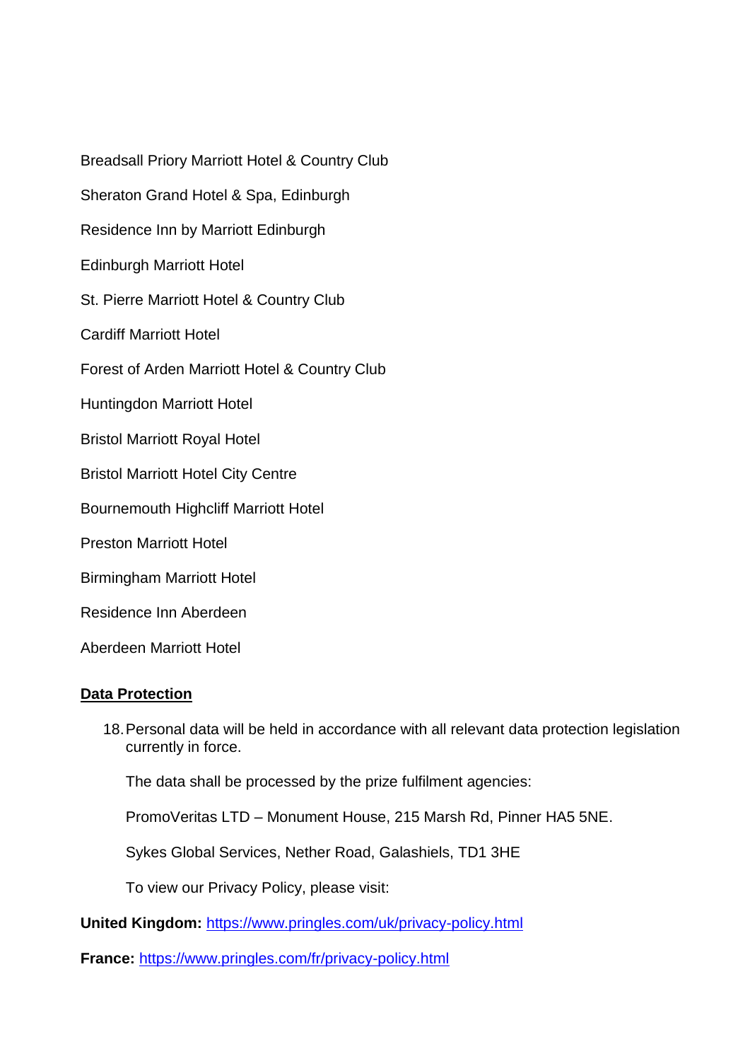Breadsall Priory Marriott Hotel & Country Club

Sheraton Grand Hotel & Spa, Edinburgh

Residence Inn by Marriott Edinburgh

Edinburgh Marriott Hotel

St. Pierre Marriott Hotel & Country Club

Cardiff Marriott Hotel

Forest of Arden Marriott Hotel & Country Club

Huntingdon Marriott Hotel

Bristol Marriott Royal Hotel

Bristol Marriott Hotel City Centre

Bournemouth Highcliff Marriott Hotel

Preston Marriott Hotel

Birmingham Marriott Hotel

Residence Inn Aberdeen

Aberdeen Marriott Hotel

**Data Protection**

18. Personal data will be held in accordance with all relevant data protection legislation currently in force.

    The data shall be processed by the prize fulfilment agencies:

    PromoVeritas LTD – Monument House, 215 Marsh Rd, Pinner HA5 5NE.

    Sykes Global Services, Nether Road, Galashiels, TD1 3HE

    To view our Privacy Policy, please visit:

**United Kingdom:** https://www.pringles.com/uk/privacy-policy.html

**France:** https://www.pringles.com/fr/privacy-policy.html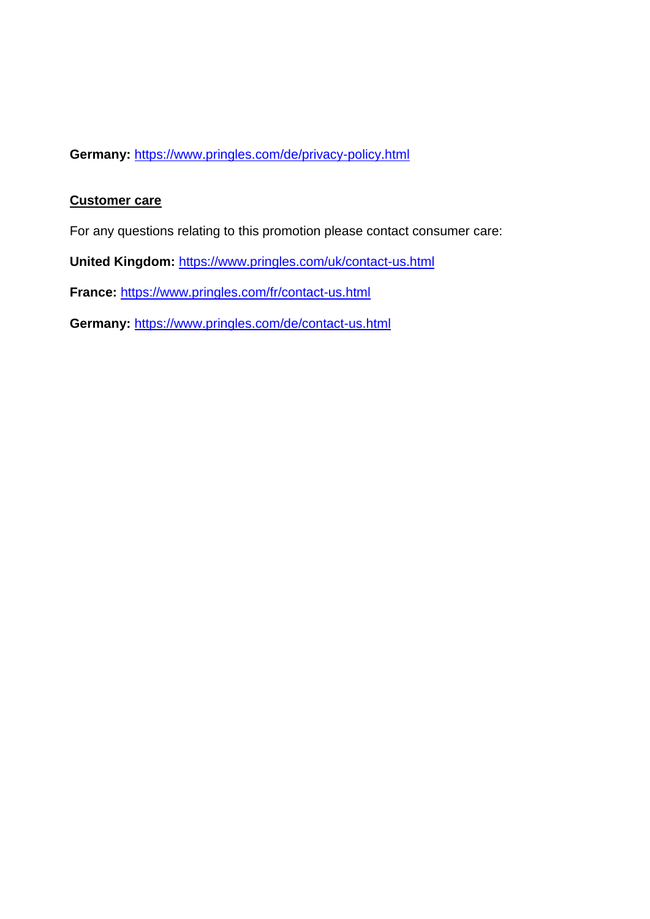**Germany:** https://www.pringles.com/de/privacy-policy.html

**Customer care**

For any questions relating to this promotion please contact consumer care:

**United Kingdom:** https://www.pringles.com/uk/contact-us.html

**France:** https://www.pringles.com/fr/contact-us.html

**Germany:** https://www.pringles.com/de/contact-us.html